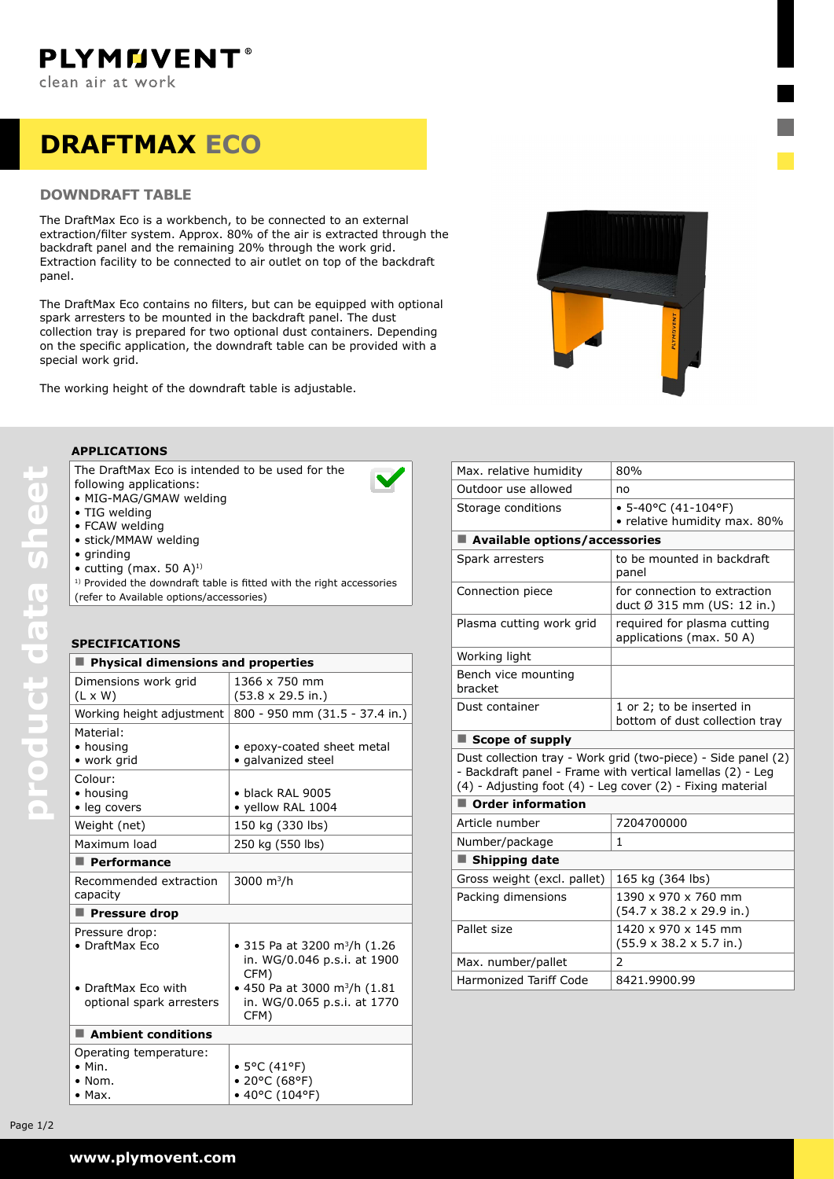# DRAFTMAX ECO

## DOWNDRAFT TABLE

The DraftMax Eco is a workbench, to be connected to an external extraction/filter system. Approx. 80% of the air is extracted through the backdraft panel and the remaining 20% through the work grid. Extraction facility to be connected to air outlet on top of the backdraft panel.

The DraftMax Eco contains no filters, but can be equipped with optional spark arresters to be mounted in the backdraft panel. The dust collection tray is prepared for two optional dust containers. Depending on the specific application, the downdraft table can be provided with a special work grid.

The working height of the downdraft table is adjustable.

### APPLICATIONS

The DraftMax Eco is intended to be used for the following applications:

- MIG-MAG/GMAW welding
- TIG welding
- FCAW welding
- stick/MMAW welding
- grinding
- cutting (max. 50 A)[1]

[1] Provided the downdraft table is fitted with the right accessories (refer to Available options/accessories)

### SPECIFICATIONS

| **Physical dimensions and properties** | |
|---|---|
| Dimensions work grid (L x W) | 1366 x 750 mm (53.8 x 29.5 in.) |
| Working height adjustment | 800 - 950 mm (31.5 - 37.4 in.) |
| Material:<br>• housing<br>• work grid | <br>• epoxy-coated sheet metal<br>• galvanized steel |
| Colour:<br>• housing<br>• leg covers | <br>• black RAL 9005<br>• yellow RAL 1004 |
| Weight (net) | 150 kg (330 lbs) |
| Maximum load | 250 kg (550 lbs) |
| **Performance** | |
| Recommended extraction capacity | 3000 m³/h |
| **Pressure drop** | |
| Pressure drop:<br>• DraftMax Eco<br>• DraftMax Eco with optional spark arresters | <br>• 315 Pa at 3200 m³/h (1.26 in. WG/0.046 p.s.i. at 1900 CFM)<br>• 450 Pa at 3000 m³/h (1.81 in. WG/0.065 p.s.i. at 1770 CFM) |
| **Ambient conditions** | |
| Operating temperature:<br>• Min.<br>• Nom.<br>• Max. | <br>• 5°C (41°F)<br>• 20°C (68°F)<br>• 40°C (104°F) |
| Max. relative humidity | 80% |
| Outdoor use allowed | no |
| Storage conditions | • 5-40°C (41-104°F)<br>• relative humidity max. 80% |
| **Available options/accessories** | |
| Spark arresters | to be mounted in backdraft panel |
| Connection piece | for connection to extraction duct Ø 315 mm (US: 12 in.) |
| Plasma cutting work grid | required for plasma cutting applications (max. 50 A) |
| Working light | |
| Bench vice mounting bracket | |
| Dust container | 1 or 2; to be inserted in bottom of dust collection tray |
| **Scope of supply** | |
| Dust collection tray - Work grid (two-piece) - Side panel (2) - Backdraft panel - Frame with vertical lamellas (2) - Leg (4) - Adjusting foot (4) - Leg cover (2) - Fixing material | |
| **Order information** | |
| Article number | 7204700000 |
| Number/package | 1 |
| **Shipping date** | |
| Gross weight (excl. pallet) | 165 kg (364 lbs) |
| Packing dimensions | 1390 x 970 x 760 mm (54.7 x 38.2 x 29.9 in.) |
| Pallet size | 1420 x 970 x 145 mm (55.9 x 38.2 x 5.7 in.) |
| Max. number/pallet | 2 |
| Harmonized Tariff Code | 8421.9900.99 |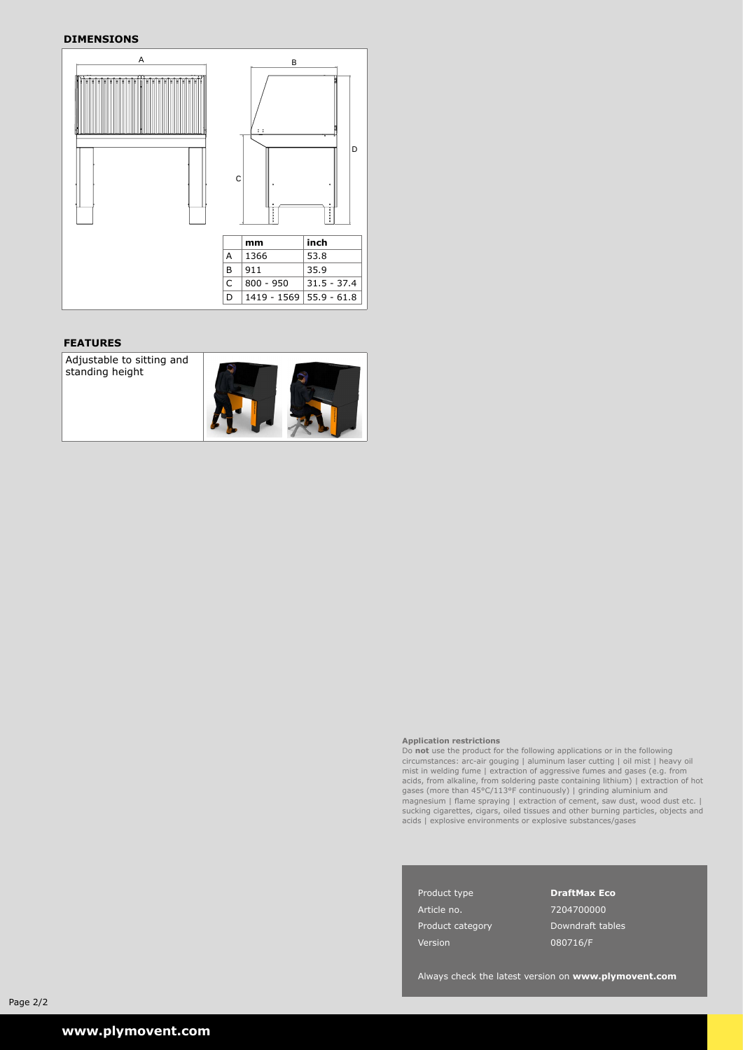## DIMENSIONS

A

B

C

D

| | mm | inch |
|---|---|---|
| A | 1366 | 53.8 |
| B | 911 | 35.9 |
| C | 800 - 950 | 31.5 - 37.4 |
| D | 1419 - 1569 | 55.9 - 61.8 |

## FEATURES

Adjustable to sitting and standing height

**Application restrictions**

Do **not** use the product for the following applications or in the following circumstances: arc-air gouging | aluminum laser cutting | oil mist | heavy oil mist in welding fume | extraction of aggressive fumes and gases (e.g. from acids, from alkaline, from soldering paste containing lithium) | extraction of hot gases (more than 45°C/113°F continuously) | grinding aluminium and magnesium | flame spraying | extraction of cement, saw dust, wood dust etc. | sucking cigarettes, cigars, oiled tissues and other burning particles, objects and acids | explosive environments or explosive substances/gases

| | |
|---|---|
| Product type | **DraftMax Eco** |
| Article no. | 7204700000 |
| Product category | Downdraft tables |
| Version | 080716/F |

Always check the latest version on **www.plymovent.com**

**www.plymovent.com**